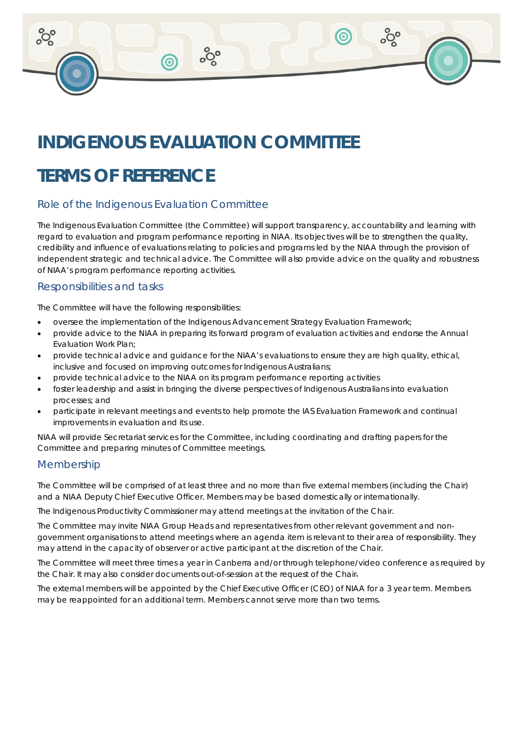# INDIGENOUS EVALUATION COMMITTEE

# TERMS OF REFERENCE

## Role of the Indigenous Evaluation Committee

The Indigenous Evaluation Committee (the Committee) will support transparency, accountability and learning with regard to evaluation and program performance reporting in NIAA. Its objectives will be to strengthen the quality, credibility and influence of evaluations relating to policies and programs led by the NIAA through the provision of independent strategic and technical advice. The Committee will also provide advice on the quality and robustness of NIAA's program performance reporting activities.

## Responsibilities and tasks

The Committee will have the following responsibilities:

- oversee the implementation of the Indigenous Advancement Strategy Evaluation Framework;
- provide advice to the NIAA in preparing its forward program of evaluation activities and endorse the Annual Evaluation Work Plan;
- provide technical advice and guidance for the NIAA's evaluations to ensure they are high quality, ethical, inclusive and focused on improving outcomes for Indigenous Australians;
- provide technical advice to the NIAA on its program performance reporting activities
- foster leadership and assist in bringing the diverse perspectives of Indigenous Australians into evaluation processes; and
- participate in relevant meetings and events to help promote the IAS Evaluation Framework and continual improvements in evaluation and its use.

NIAA will provide Secretariat services for the Committee, including coordinating and drafting papers for the Committee and preparing minutes of Committee meetings.

## Membership

The Committee will be comprised of at least three and no more than five external members (including the Chair) and a NIAA Deputy Chief Executive Officer. Members may be based domestically or internationally.

The Indigenous Productivity Commissioner may attend meetings at the invitation of the Chair.

The Committee may invite NIAA Group Heads and representatives from other relevant government and non-government organisations to attend meetings where an agenda item is relevant to their area of responsibility. They may attend in the capacity of observer or active participant at the discretion of the Chair.

The Committee will meet three times a year in Canberra and/or through telephone/video conference as required by the Chair. It may also consider documents out-of-session at the request of the Chair.

The external members will be appointed by the Chief Executive Officer (CEO) of NIAA for a 3 year term. Members may be reappointed for an additional term. Members cannot serve more than two terms.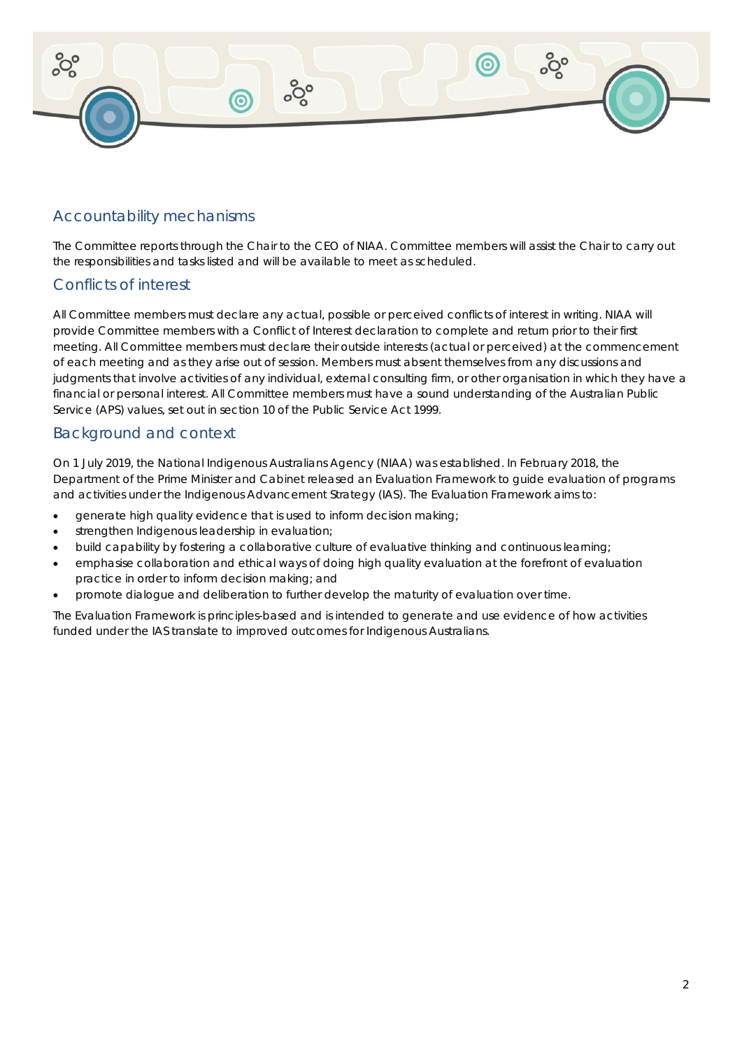## Accountability mechanisms

The Committee reports through the Chair to the CEO of NIAA. Committee members will assist the Chair to carry out the responsibilities and tasks listed and will be available to meet as scheduled.

## Conflicts of interest

All Committee members must declare any actual, possible or perceived conflicts of interest in writing. NIAA will provide Committee members with a Conflict of Interest declaration to complete and return prior to their first meeting. All Committee members must declare their outside interests (actual or perceived) at the commencement of each meeting and as they arise out of session. Members must absent themselves from any discussions and judgments that involve activities of any individual, external consulting firm, or other organisation in which they have a financial or personal interest. All Committee members must have a sound understanding of the Australian Public Service (APS) values, set out in section 10 of the Public Service Act 1999.

## Background and context

On 1 July 2019, the National Indigenous Australians Agency (NIAA) was established. In February 2018, the Department of the Prime Minister and Cabinet released an Evaluation Framework to guide evaluation of programs and activities under the Indigenous Advancement Strategy (IAS). The Evaluation Framework aims to:

- generate high quality evidence that is used to inform decision making;
- strengthen Indigenous leadership in evaluation;
- build capability by fostering a collaborative culture of evaluative thinking and continuous learning;
- emphasise collaboration and ethical ways of doing high quality evaluation at the forefront of evaluation practice in order to inform decision making; and
- promote dialogue and deliberation to further develop the maturity of evaluation over time.

The Evaluation Framework is principles-based and is intended to generate and use evidence of how activities funded under the IAS translate to improved outcomes for Indigenous Australians.